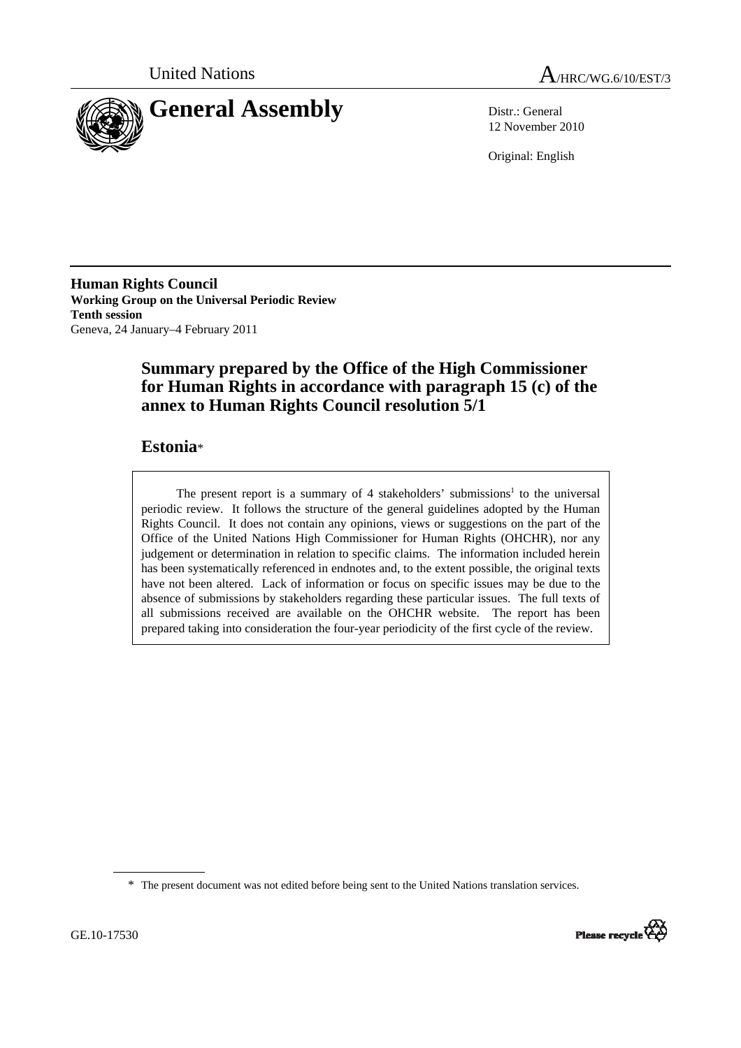United Nations

# A/HRC/WG.6/10/EST/3

# General Assembly

Distr.: General
12 November 2010

Original: English

**Human Rights Council**
**Working Group on the Universal Periodic Review**
**Tenth session**
Geneva, 24 January–4 February 2011

## Summary prepared by the Office of the High Commissioner for Human Rights in accordance with paragraph 15 (c) of the annex to Human Rights Council resolution 5/1

## Estonia*

The present report is a summary of 4 stakeholders' submissions[1] to the universal periodic review. It follows the structure of the general guidelines adopted by the Human Rights Council. It does not contain any opinions, views or suggestions on the part of the Office of the United Nations High Commissioner for Human Rights (OHCHR), nor any judgement or determination in relation to specific claims. The information included herein has been systematically referenced in endnotes and, to the extent possible, the original texts have not been altered. Lack of information or focus on specific issues may be due to the absence of submissions by stakeholders regarding these particular issues. The full texts of all submissions received are available on the OHCHR website. The report has been prepared taking into consideration the four-year periodicity of the first cycle of the review.

\* The present document was not edited before being sent to the United Nations translation services.

GE.10-17530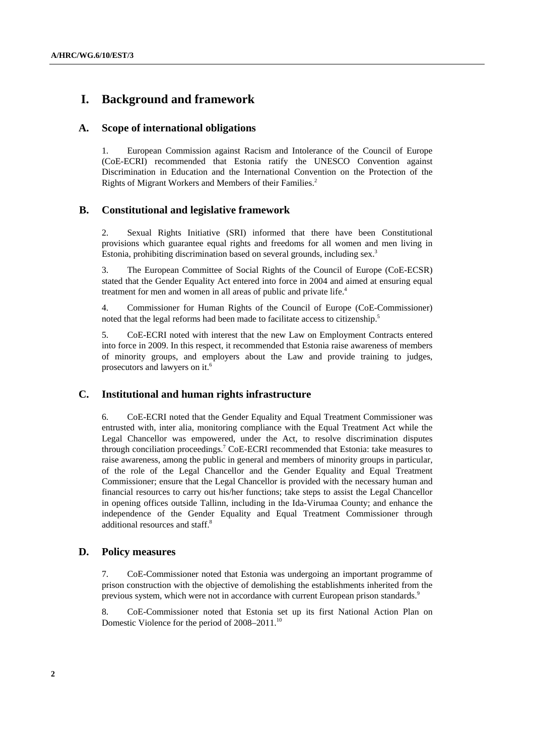# I. Background and framework

## A. Scope of international obligations

1. European Commission against Racism and Intolerance of the Council of Europe (CoE-ECRI) recommended that Estonia ratify the UNESCO Convention against Discrimination in Education and the International Convention on the Protection of the Rights of Migrant Workers and Members of their Families.[2]

## B. Constitutional and legislative framework

2. Sexual Rights Initiative (SRI) informed that there have been Constitutional provisions which guarantee equal rights and freedoms for all women and men living in Estonia, prohibiting discrimination based on several grounds, including sex.[3]

3. The European Committee of Social Rights of the Council of Europe (CoE-ECSR) stated that the Gender Equality Act entered into force in 2004 and aimed at ensuring equal treatment for men and women in all areas of public and private life.[4]

4. Commissioner for Human Rights of the Council of Europe (CoE-Commissioner) noted that the legal reforms had been made to facilitate access to citizenship.[5]

5. CoE-ECRI noted with interest that the new Law on Employment Contracts entered into force in 2009. In this respect, it recommended that Estonia raise awareness of members of minority groups, and employers about the Law and provide training to judges, prosecutors and lawyers on it.[6]

## C. Institutional and human rights infrastructure

6. CoE-ECRI noted that the Gender Equality and Equal Treatment Commissioner was entrusted with, inter alia, monitoring compliance with the Equal Treatment Act while the Legal Chancellor was empowered, under the Act, to resolve discrimination disputes through conciliation proceedings.[7] CoE-ECRI recommended that Estonia: take measures to raise awareness, among the public in general and members of minority groups in particular, of the role of the Legal Chancellor and the Gender Equality and Equal Treatment Commissioner; ensure that the Legal Chancellor is provided with the necessary human and financial resources to carry out his/her functions; take steps to assist the Legal Chancellor in opening offices outside Tallinn, including in the Ida-Virumaa County; and enhance the independence of the Gender Equality and Equal Treatment Commissioner through additional resources and staff.[8]

## D. Policy measures

7. CoE-Commissioner noted that Estonia was undergoing an important programme of prison construction with the objective of demolishing the establishments inherited from the previous system, which were not in accordance with current European prison standards.[9]

8. CoE-Commissioner noted that Estonia set up its first National Action Plan on Domestic Violence for the period of 2008–2011.[10]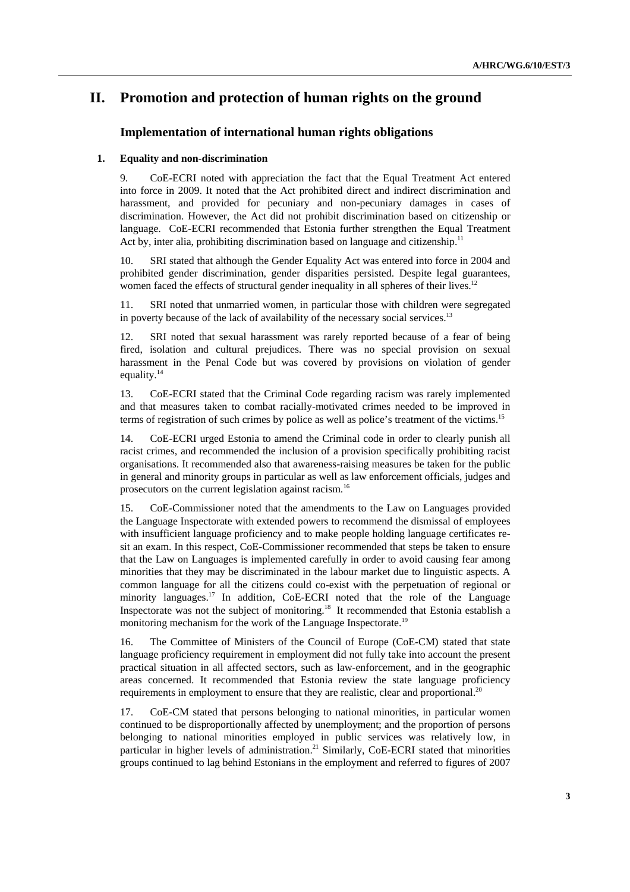# II. Promotion and protection of human rights on the ground

## Implementation of international human rights obligations

### 1. Equality and non-discrimination

9. CoE-ECRI noted with appreciation the fact that the Equal Treatment Act entered into force in 2009. It noted that the Act prohibited direct and indirect discrimination and harassment, and provided for pecuniary and non-pecuniary damages in cases of discrimination. However, the Act did not prohibit discrimination based on citizenship or language. CoE-ECRI recommended that Estonia further strengthen the Equal Treatment Act by, inter alia, prohibiting discrimination based on language and citizenship.[11]

10. SRI stated that although the Gender Equality Act was entered into force in 2004 and prohibited gender discrimination, gender disparities persisted. Despite legal guarantees, women faced the effects of structural gender inequality in all spheres of their lives.[12]

11. SRI noted that unmarried women, in particular those with children were segregated in poverty because of the lack of availability of the necessary social services.[13]

12. SRI noted that sexual harassment was rarely reported because of a fear of being fired, isolation and cultural prejudices. There was no special provision on sexual harassment in the Penal Code but was covered by provisions on violation of gender equality.[14]

13. CoE-ECRI stated that the Criminal Code regarding racism was rarely implemented and that measures taken to combat racially-motivated crimes needed to be improved in terms of registration of such crimes by police as well as police's treatment of the victims.[15]

14. CoE-ECRI urged Estonia to amend the Criminal code in order to clearly punish all racist crimes, and recommended the inclusion of a provision specifically prohibiting racist organisations. It recommended also that awareness-raising measures be taken for the public in general and minority groups in particular as well as law enforcement officials, judges and prosecutors on the current legislation against racism.[16]

15. CoE-Commissioner noted that the amendments to the Law on Languages provided the Language Inspectorate with extended powers to recommend the dismissal of employees with insufficient language proficiency and to make people holding language certificates re-sit an exam. In this respect, CoE-Commissioner recommended that steps be taken to ensure that the Law on Languages is implemented carefully in order to avoid causing fear among minorities that they may be discriminated in the labour market due to linguistic aspects. A common language for all the citizens could co-exist with the perpetuation of regional or minority languages.[17] In addition, CoE-ECRI noted that the role of the Language Inspectorate was not the subject of monitoring.[18] It recommended that Estonia establish a monitoring mechanism for the work of the Language Inspectorate.[19]

16. The Committee of Ministers of the Council of Europe (CoE-CM) stated that state language proficiency requirement in employment did not fully take into account the present practical situation in all affected sectors, such as law-enforcement, and in the geographic areas concerned. It recommended that Estonia review the state language proficiency requirements in employment to ensure that they are realistic, clear and proportional.[20]

17. CoE-CM stated that persons belonging to national minorities, in particular women continued to be disproportionally affected by unemployment; and the proportion of persons belonging to national minorities employed in public services was relatively low, in particular in higher levels of administration.[21] Similarly, CoE-ECRI stated that minorities groups continued to lag behind Estonians in the employment and referred to figures of 2007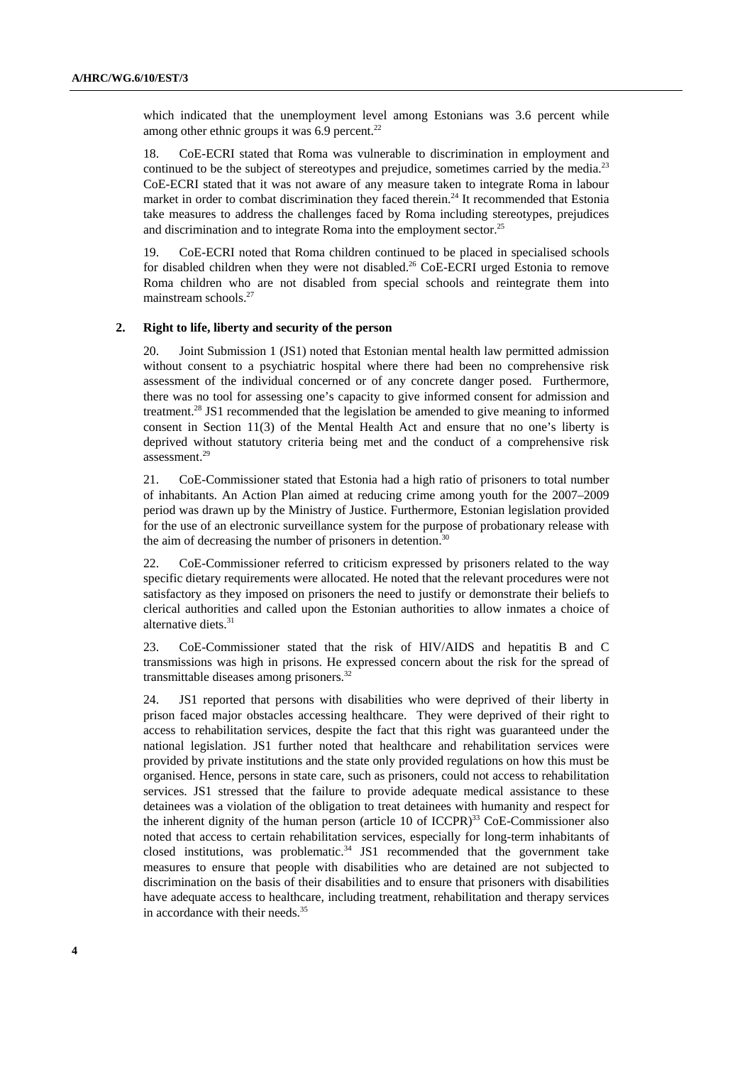which indicated that the unemployment level among Estonians was 3.6 percent while among other ethnic groups it was 6.9 percent.[22]

18. CoE-ECRI stated that Roma was vulnerable to discrimination in employment and continued to be the subject of stereotypes and prejudice, sometimes carried by the media.[23] CoE-ECRI stated that it was not aware of any measure taken to integrate Roma in labour market in order to combat discrimination they faced therein.[24] It recommended that Estonia take measures to address the challenges faced by Roma including stereotypes, prejudices and discrimination and to integrate Roma into the employment sector.[25]

19. CoE-ECRI noted that Roma children continued to be placed in specialised schools for disabled children when they were not disabled.[26] CoE-ECRI urged Estonia to remove Roma children who are not disabled from special schools and reintegrate them into mainstream schools.[27]

### 2. Right to life, liberty and security of the person

20. Joint Submission 1 (JS1) noted that Estonian mental health law permitted admission without consent to a psychiatric hospital where there had been no comprehensive risk assessment of the individual concerned or of any concrete danger posed. Furthermore, there was no tool for assessing one's capacity to give informed consent for admission and treatment.[28] JS1 recommended that the legislation be amended to give meaning to informed consent in Section 11(3) of the Mental Health Act and ensure that no one's liberty is deprived without statutory criteria being met and the conduct of a comprehensive risk assessment.[29]

21. CoE-Commissioner stated that Estonia had a high ratio of prisoners to total number of inhabitants. An Action Plan aimed at reducing crime among youth for the 2007–2009 period was drawn up by the Ministry of Justice. Furthermore, Estonian legislation provided for the use of an electronic surveillance system for the purpose of probationary release with the aim of decreasing the number of prisoners in detention.[30]

22. CoE-Commissioner referred to criticism expressed by prisoners related to the way specific dietary requirements were allocated. He noted that the relevant procedures were not satisfactory as they imposed on prisoners the need to justify or demonstrate their beliefs to clerical authorities and called upon the Estonian authorities to allow inmates a choice of alternative diets.[31]

23. CoE-Commissioner stated that the risk of HIV/AIDS and hepatitis B and C transmissions was high in prisons. He expressed concern about the risk for the spread of transmittable diseases among prisoners.[32]

24. JS1 reported that persons with disabilities who were deprived of their liberty in prison faced major obstacles accessing healthcare. They were deprived of their right to access to rehabilitation services, despite the fact that this right was guaranteed under the national legislation. JS1 further noted that healthcare and rehabilitation services were provided by private institutions and the state only provided regulations on how this must be organised. Hence, persons in state care, such as prisoners, could not access to rehabilitation services. JS1 stressed that the failure to provide adequate medical assistance to these detainees was a violation of the obligation to treat detainees with humanity and respect for the inherent dignity of the human person (article 10 of ICCPR)[33] CoE-Commissioner also noted that access to certain rehabilitation services, especially for long-term inhabitants of closed institutions, was problematic.[34] JS1 recommended that the government take measures to ensure that people with disabilities who are detained are not subjected to discrimination on the basis of their disabilities and to ensure that prisoners with disabilities have adequate access to healthcare, including treatment, rehabilitation and therapy services in accordance with their needs.[35]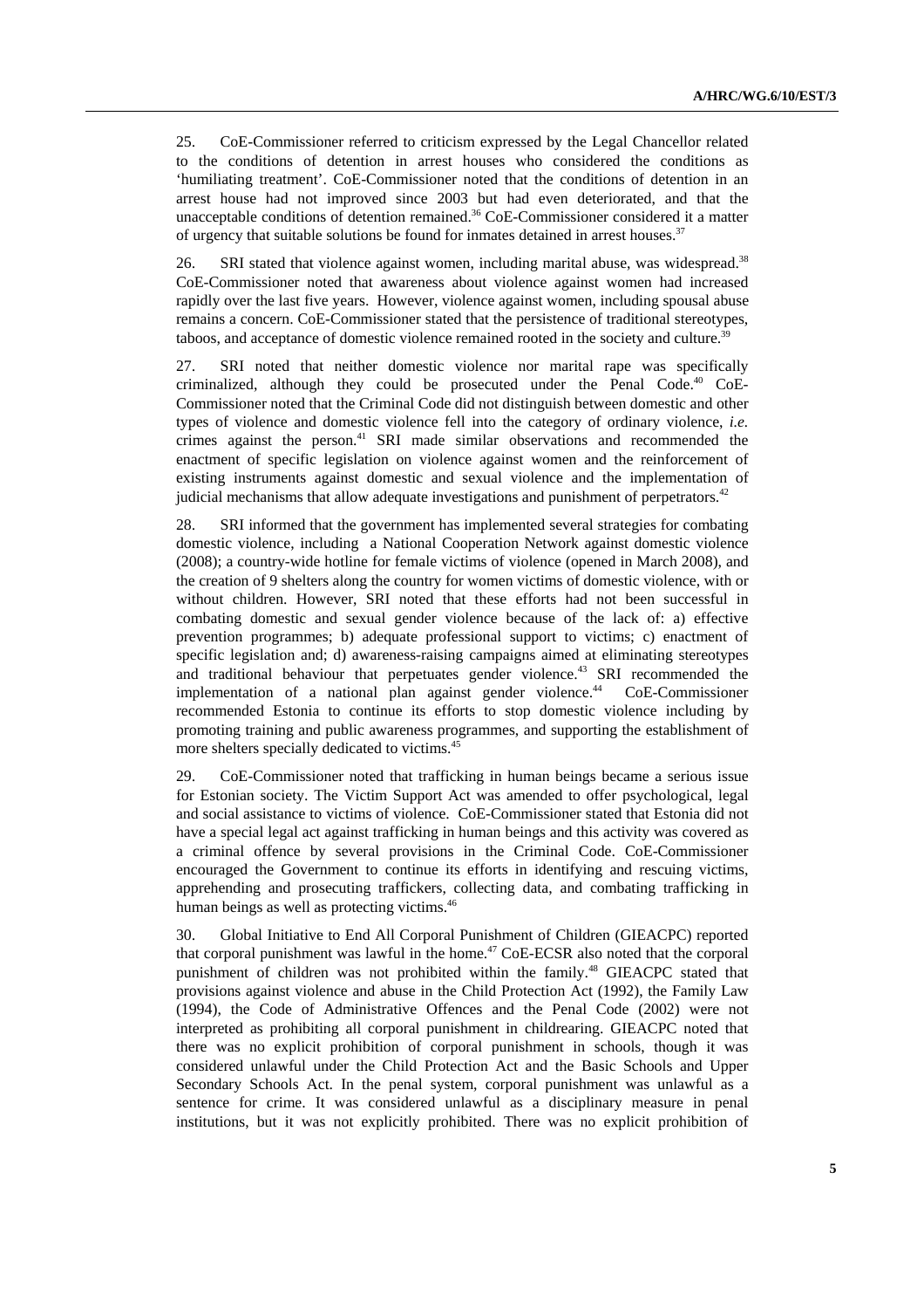25. CoE-Commissioner referred to criticism expressed by the Legal Chancellor related to the conditions of detention in arrest houses who considered the conditions as 'humiliating treatment'. CoE-Commissioner noted that the conditions of detention in an arrest house had not improved since 2003 but had even deteriorated, and that the unacceptable conditions of detention remained.[36] CoE-Commissioner considered it a matter of urgency that suitable solutions be found for inmates detained in arrest houses.[37]

26. SRI stated that violence against women, including marital abuse, was widespread.[38] CoE-Commissioner noted that awareness about violence against women had increased rapidly over the last five years. However, violence against women, including spousal abuse remains a concern. CoE-Commissioner stated that the persistence of traditional stereotypes, taboos, and acceptance of domestic violence remained rooted in the society and culture.[39]

27. SRI noted that neither domestic violence nor marital rape was specifically criminalized, although they could be prosecuted under the Penal Code.[40] CoE-Commissioner noted that the Criminal Code did not distinguish between domestic and other types of violence and domestic violence fell into the category of ordinary violence, *i.e.* crimes against the person.[41] SRI made similar observations and recommended the enactment of specific legislation on violence against women and the reinforcement of existing instruments against domestic and sexual violence and the implementation of judicial mechanisms that allow adequate investigations and punishment of perpetrators.[42]

28. SRI informed that the government has implemented several strategies for combating domestic violence, including a National Cooperation Network against domestic violence (2008); a country-wide hotline for female victims of violence (opened in March 2008), and the creation of 9 shelters along the country for women victims of domestic violence, with or without children. However, SRI noted that these efforts had not been successful in combating domestic and sexual gender violence because of the lack of: a) effective prevention programmes; b) adequate professional support to victims; c) enactment of specific legislation and; d) awareness-raising campaigns aimed at eliminating stereotypes and traditional behaviour that perpetuates gender violence.[43] SRI recommended the implementation of a national plan against gender violence.[44] CoE-Commissioner recommended Estonia to continue its efforts to stop domestic violence including by promoting training and public awareness programmes, and supporting the establishment of more shelters specially dedicated to victims.[45]

29. CoE-Commissioner noted that trafficking in human beings became a serious issue for Estonian society. The Victim Support Act was amended to offer psychological, legal and social assistance to victims of violence. CoE-Commissioner stated that Estonia did not have a special legal act against trafficking in human beings and this activity was covered as a criminal offence by several provisions in the Criminal Code. CoE-Commissioner encouraged the Government to continue its efforts in identifying and rescuing victims, apprehending and prosecuting traffickers, collecting data, and combating trafficking in human beings as well as protecting victims.[46]

30. Global Initiative to End All Corporal Punishment of Children (GIEACPC) reported that corporal punishment was lawful in the home.[47] CoE-ECSR also noted that the corporal punishment of children was not prohibited within the family.[48] GIEACPC stated that provisions against violence and abuse in the Child Protection Act (1992), the Family Law (1994), the Code of Administrative Offences and the Penal Code (2002) were not interpreted as prohibiting all corporal punishment in childrearing. GIEACPC noted that there was no explicit prohibition of corporal punishment in schools, though it was considered unlawful under the Child Protection Act and the Basic Schools and Upper Secondary Schools Act. In the penal system, corporal punishment was unlawful as a sentence for crime. It was considered unlawful as a disciplinary measure in penal institutions, but it was not explicitly prohibited. There was no explicit prohibition of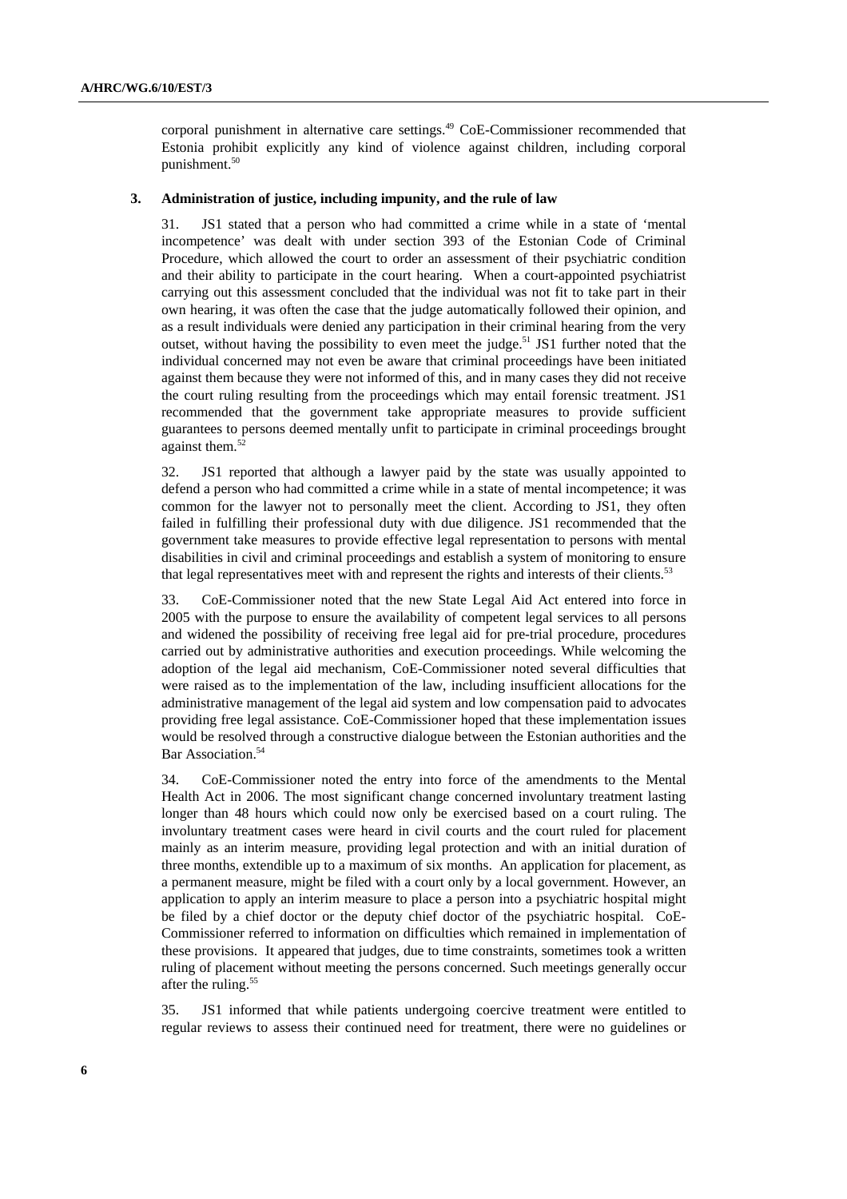corporal punishment in alternative care settings.[49] CoE-Commissioner recommended that Estonia prohibit explicitly any kind of violence against children, including corporal punishment.[50]

### 3. Administration of justice, including impunity, and the rule of law

31. JS1 stated that a person who had committed a crime while in a state of 'mental incompetence' was dealt with under section 393 of the Estonian Code of Criminal Procedure, which allowed the court to order an assessment of their psychiatric condition and their ability to participate in the court hearing. When a court-appointed psychiatrist carrying out this assessment concluded that the individual was not fit to take part in their own hearing, it was often the case that the judge automatically followed their opinion, and as a result individuals were denied any participation in their criminal hearing from the very outset, without having the possibility to even meet the judge.[51] JS1 further noted that the individual concerned may not even be aware that criminal proceedings have been initiated against them because they were not informed of this, and in many cases they did not receive the court ruling resulting from the proceedings which may entail forensic treatment. JS1 recommended that the government take appropriate measures to provide sufficient guarantees to persons deemed mentally unfit to participate in criminal proceedings brought against them.[52]

32. JS1 reported that although a lawyer paid by the state was usually appointed to defend a person who had committed a crime while in a state of mental incompetence; it was common for the lawyer not to personally meet the client. According to JS1, they often failed in fulfilling their professional duty with due diligence. JS1 recommended that the government take measures to provide effective legal representation to persons with mental disabilities in civil and criminal proceedings and establish a system of monitoring to ensure that legal representatives meet with and represent the rights and interests of their clients.[53]

33. CoE-Commissioner noted that the new State Legal Aid Act entered into force in 2005 with the purpose to ensure the availability of competent legal services to all persons and widened the possibility of receiving free legal aid for pre-trial procedure, procedures carried out by administrative authorities and execution proceedings. While welcoming the adoption of the legal aid mechanism, CoE-Commissioner noted several difficulties that were raised as to the implementation of the law, including insufficient allocations for the administrative management of the legal aid system and low compensation paid to advocates providing free legal assistance. CoE-Commissioner hoped that these implementation issues would be resolved through a constructive dialogue between the Estonian authorities and the Bar Association.[54]

34. CoE-Commissioner noted the entry into force of the amendments to the Mental Health Act in 2006. The most significant change concerned involuntary treatment lasting longer than 48 hours which could now only be exercised based on a court ruling. The involuntary treatment cases were heard in civil courts and the court ruled for placement mainly as an interim measure, providing legal protection and with an initial duration of three months, extendible up to a maximum of six months. An application for placement, as a permanent measure, might be filed with a court only by a local government. However, an application to apply an interim measure to place a person into a psychiatric hospital might be filed by a chief doctor or the deputy chief doctor of the psychiatric hospital. CoE-Commissioner referred to information on difficulties which remained in implementation of these provisions. It appeared that judges, due to time constraints, sometimes took a written ruling of placement without meeting the persons concerned. Such meetings generally occur after the ruling.[55]

35. JS1 informed that while patients undergoing coercive treatment were entitled to regular reviews to assess their continued need for treatment, there were no guidelines or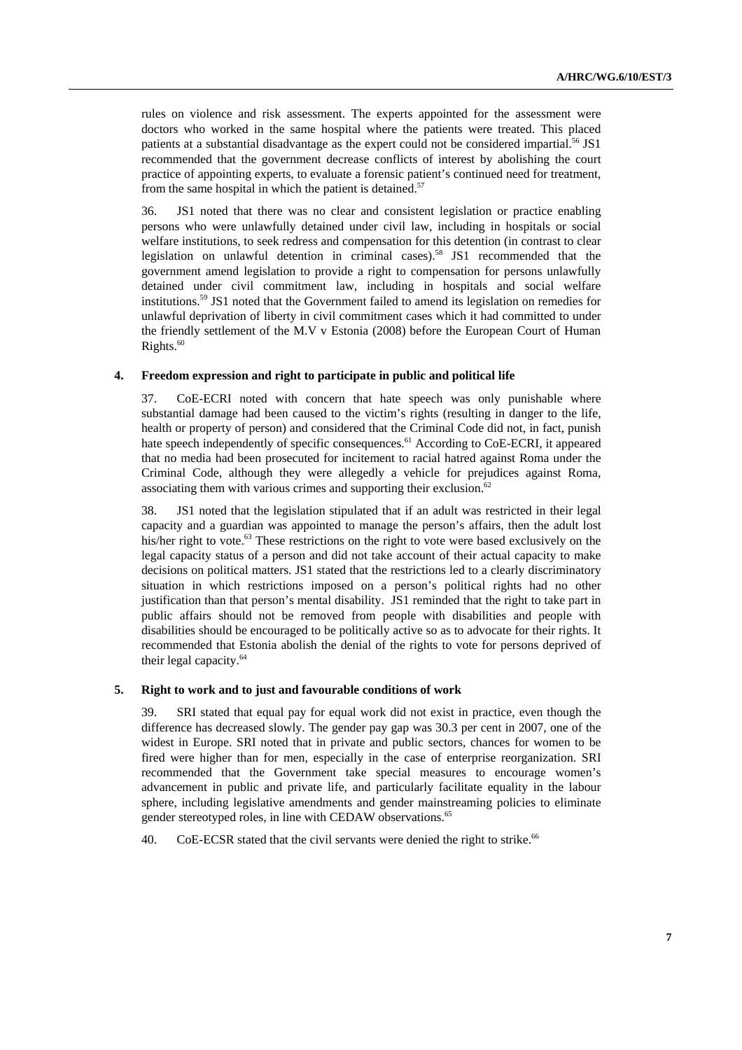rules on violence and risk assessment. The experts appointed for the assessment were doctors who worked in the same hospital where the patients were treated. This placed patients at a substantial disadvantage as the expert could not be considered impartial.[56] JS1 recommended that the government decrease conflicts of interest by abolishing the court practice of appointing experts, to evaluate a forensic patient's continued need for treatment, from the same hospital in which the patient is detained.[57]

36. JS1 noted that there was no clear and consistent legislation or practice enabling persons who were unlawfully detained under civil law, including in hospitals or social welfare institutions, to seek redress and compensation for this detention (in contrast to clear legislation on unlawful detention in criminal cases).[58] JS1 recommended that the government amend legislation to provide a right to compensation for persons unlawfully detained under civil commitment law, including in hospitals and social welfare institutions.[59] JS1 noted that the Government failed to amend its legislation on remedies for unlawful deprivation of liberty in civil commitment cases which it had committed to under the friendly settlement of the M.V v Estonia (2008) before the European Court of Human Rights.[60]

### 4. Freedom expression and right to participate in public and political life

37. CoE-ECRI noted with concern that hate speech was only punishable where substantial damage had been caused to the victim's rights (resulting in danger to the life, health or property of person) and considered that the Criminal Code did not, in fact, punish hate speech independently of specific consequences.[61] According to CoE-ECRI, it appeared that no media had been prosecuted for incitement to racial hatred against Roma under the Criminal Code, although they were allegedly a vehicle for prejudices against Roma, associating them with various crimes and supporting their exclusion.[62]

38. JS1 noted that the legislation stipulated that if an adult was restricted in their legal capacity and a guardian was appointed to manage the person's affairs, then the adult lost his/her right to vote.[63] These restrictions on the right to vote were based exclusively on the legal capacity status of a person and did not take account of their actual capacity to make decisions on political matters. JS1 stated that the restrictions led to a clearly discriminatory situation in which restrictions imposed on a person's political rights had no other justification than that person's mental disability. JS1 reminded that the right to take part in public affairs should not be removed from people with disabilities and people with disabilities should be encouraged to be politically active so as to advocate for their rights. It recommended that Estonia abolish the denial of the rights to vote for persons deprived of their legal capacity.[64]

### 5. Right to work and to just and favourable conditions of work

39. SRI stated that equal pay for equal work did not exist in practice, even though the difference has decreased slowly. The gender pay gap was 30.3 per cent in 2007, one of the widest in Europe. SRI noted that in private and public sectors, chances for women to be fired were higher than for men, especially in the case of enterprise reorganization. SRI recommended that the Government take special measures to encourage women's advancement in public and private life, and particularly facilitate equality in the labour sphere, including legislative amendments and gender mainstreaming policies to eliminate gender stereotyped roles, in line with CEDAW observations.[65]

40. CoE-ECSR stated that the civil servants were denied the right to strike.[66]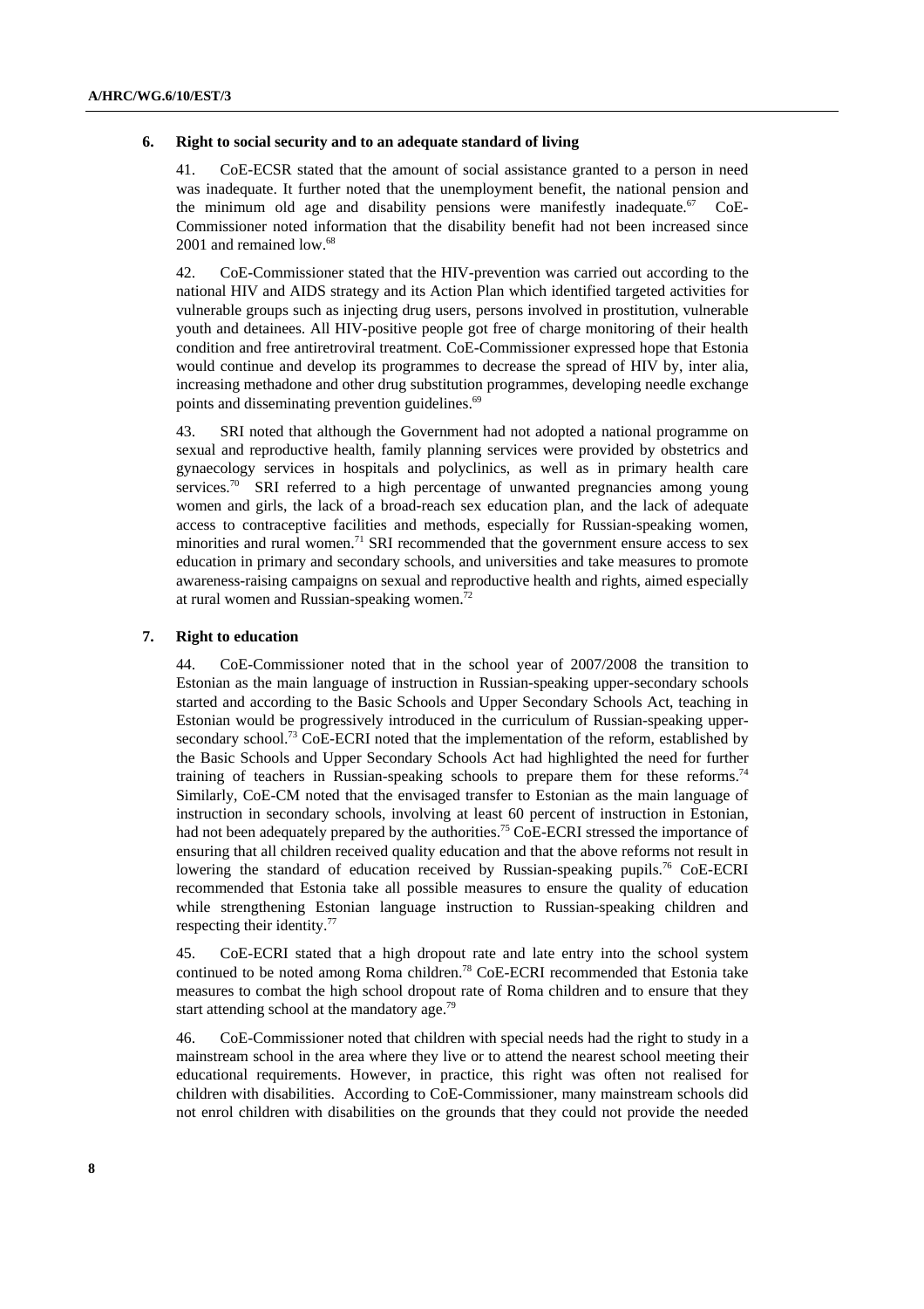### 6. Right to social security and to an adequate standard of living

41. CoE-ECSR stated that the amount of social assistance granted to a person in need was inadequate. It further noted that the unemployment benefit, the national pension and the minimum old age and disability pensions were manifestly inadequate.[67] CoE-Commissioner noted information that the disability benefit had not been increased since 2001 and remained low.[68]

42. CoE-Commissioner stated that the HIV-prevention was carried out according to the national HIV and AIDS strategy and its Action Plan which identified targeted activities for vulnerable groups such as injecting drug users, persons involved in prostitution, vulnerable youth and detainees. All HIV-positive people got free of charge monitoring of their health condition and free antiretroviral treatment. CoE-Commissioner expressed hope that Estonia would continue and develop its programmes to decrease the spread of HIV by, inter alia, increasing methadone and other drug substitution programmes, developing needle exchange points and disseminating prevention guidelines.[69]

43. SRI noted that although the Government had not adopted a national programme on sexual and reproductive health, family planning services were provided by obstetrics and gynaecology services in hospitals and polyclinics, as well as in primary health care services.[70] SRI referred to a high percentage of unwanted pregnancies among young women and girls, the lack of a broad-reach sex education plan, and the lack of adequate access to contraceptive facilities and methods, especially for Russian-speaking women, minorities and rural women.[71] SRI recommended that the government ensure access to sex education in primary and secondary schools, and universities and take measures to promote awareness-raising campaigns on sexual and reproductive health and rights, aimed especially at rural women and Russian-speaking women.[72]

### 7. Right to education

44. CoE-Commissioner noted that in the school year of 2007/2008 the transition to Estonian as the main language of instruction in Russian-speaking upper-secondary schools started and according to the Basic Schools and Upper Secondary Schools Act, teaching in Estonian would be progressively introduced in the curriculum of Russian-speaking upper-secondary school.[73] CoE-ECRI noted that the implementation of the reform, established by the Basic Schools and Upper Secondary Schools Act had highlighted the need for further training of teachers in Russian-speaking schools to prepare them for these reforms.[74] Similarly, CoE-CM noted that the envisaged transfer to Estonian as the main language of instruction in secondary schools, involving at least 60 percent of instruction in Estonian, had not been adequately prepared by the authorities.[75] CoE-ECRI stressed the importance of ensuring that all children received quality education and that the above reforms not result in lowering the standard of education received by Russian-speaking pupils.[76] CoE-ECRI recommended that Estonia take all possible measures to ensure the quality of education while strengthening Estonian language instruction to Russian-speaking children and respecting their identity.[77]

45. CoE-ECRI stated that a high dropout rate and late entry into the school system continued to be noted among Roma children.[78] CoE-ECRI recommended that Estonia take measures to combat the high school dropout rate of Roma children and to ensure that they start attending school at the mandatory age.[79]

46. CoE-Commissioner noted that children with special needs had the right to study in a mainstream school in the area where they live or to attend the nearest school meeting their educational requirements. However, in practice, this right was often not realised for children with disabilities. According to CoE-Commissioner, many mainstream schools did not enrol children with disabilities on the grounds that they could not provide the needed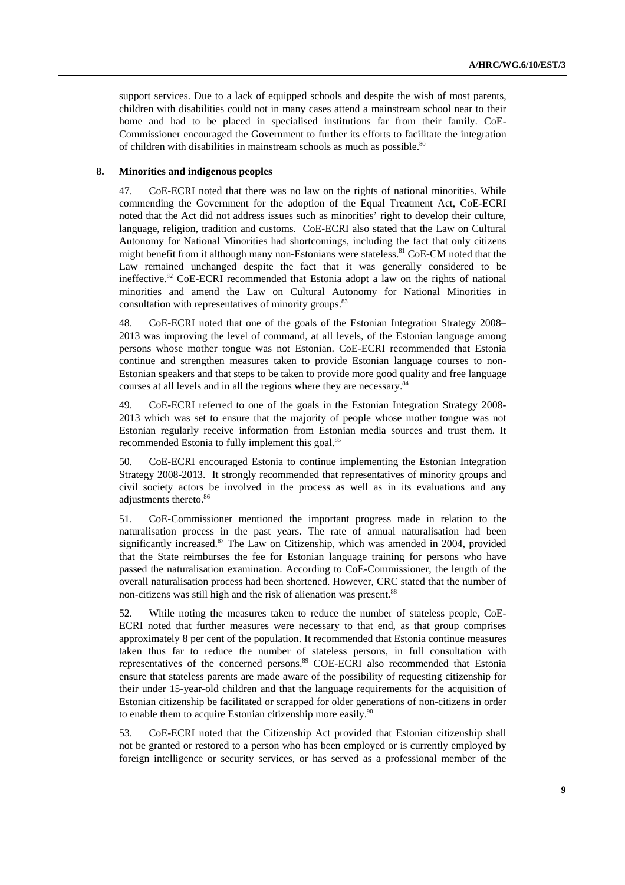support services. Due to a lack of equipped schools and despite the wish of most parents, children with disabilities could not in many cases attend a mainstream school near to their home and had to be placed in specialised institutions far from their family. CoE-Commissioner encouraged the Government to further its efforts to facilitate the integration of children with disabilities in mainstream schools as much as possible.[80]

### 8. Minorities and indigenous peoples

47. CoE-ECRI noted that there was no law on the rights of national minorities. While commending the Government for the adoption of the Equal Treatment Act, CoE-ECRI noted that the Act did not address issues such as minorities' right to develop their culture, language, religion, tradition and customs. CoE-ECRI also stated that the Law on Cultural Autonomy for National Minorities had shortcomings, including the fact that only citizens might benefit from it although many non-Estonians were stateless.[81] CoE-CM noted that the Law remained unchanged despite the fact that it was generally considered to be ineffective.[82] CoE-ECRI recommended that Estonia adopt a law on the rights of national minorities and amend the Law on Cultural Autonomy for National Minorities in consultation with representatives of minority groups.[83]

48. CoE-ECRI noted that one of the goals of the Estonian Integration Strategy 2008–2013 was improving the level of command, at all levels, of the Estonian language among persons whose mother tongue was not Estonian. CoE-ECRI recommended that Estonia continue and strengthen measures taken to provide Estonian language courses to non-Estonian speakers and that steps to be taken to provide more good quality and free language courses at all levels and in all the regions where they are necessary.[84]

49. CoE-ECRI referred to one of the goals in the Estonian Integration Strategy 2008-2013 which was set to ensure that the majority of people whose mother tongue was not Estonian regularly receive information from Estonian media sources and trust them. It recommended Estonia to fully implement this goal.[85]

50. CoE-ECRI encouraged Estonia to continue implementing the Estonian Integration Strategy 2008-2013. It strongly recommended that representatives of minority groups and civil society actors be involved in the process as well as in its evaluations and any adjustments thereto.[86]

51. CoE-Commissioner mentioned the important progress made in relation to the naturalisation process in the past years. The rate of annual naturalisation had been significantly increased.[87] The Law on Citizenship, which was amended in 2004, provided that the State reimburses the fee for Estonian language training for persons who have passed the naturalisation examination. According to CoE-Commissioner, the length of the overall naturalisation process had been shortened. However, CRC stated that the number of non-citizens was still high and the risk of alienation was present.[88]

52. While noting the measures taken to reduce the number of stateless people, CoE-ECRI noted that further measures were necessary to that end, as that group comprises approximately 8 per cent of the population. It recommended that Estonia continue measures taken thus far to reduce the number of stateless persons, in full consultation with representatives of the concerned persons.[89] COE-ECRI also recommended that Estonia ensure that stateless parents are made aware of the possibility of requesting citizenship for their under 15-year-old children and that the language requirements for the acquisition of Estonian citizenship be facilitated or scrapped for older generations of non-citizens in order to enable them to acquire Estonian citizenship more easily.[90]

53. CoE-ECRI noted that the Citizenship Act provided that Estonian citizenship shall not be granted or restored to a person who has been employed or is currently employed by foreign intelligence or security services, or has served as a professional member of the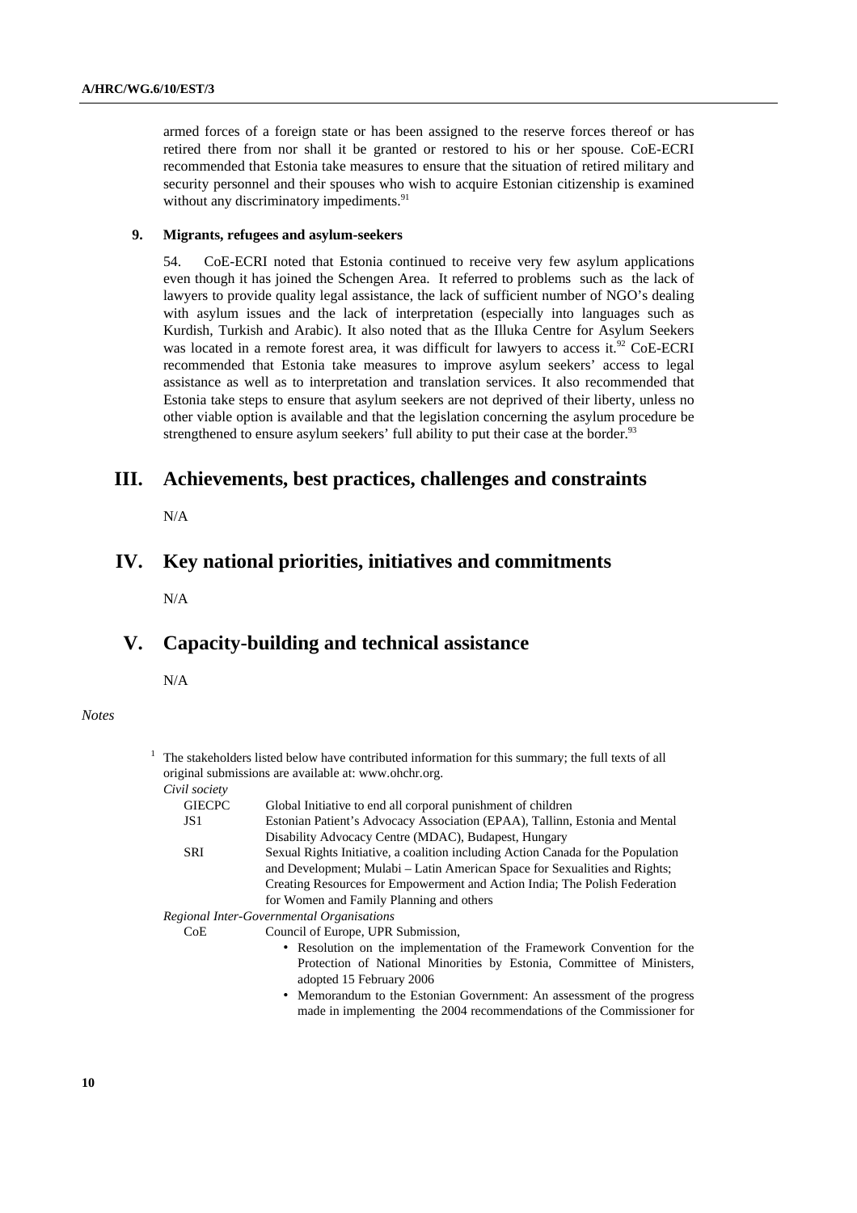armed forces of a foreign state or has been assigned to the reserve forces thereof or has retired there from nor shall it be granted or restored to his or her spouse. CoE-ECRI recommended that Estonia take measures to ensure that the situation of retired military and security personnel and their spouses who wish to acquire Estonian citizenship is examined without any discriminatory impediments.[91]

### 9. Migrants, refugees and asylum-seekers

54. CoE-ECRI noted that Estonia continued to receive very few asylum applications even though it has joined the Schengen Area. It referred to problems such as the lack of lawyers to provide quality legal assistance, the lack of sufficient number of NGO's dealing with asylum issues and the lack of interpretation (especially into languages such as Kurdish, Turkish and Arabic). It also noted that as the Illuka Centre for Asylum Seekers was located in a remote forest area, it was difficult for lawyers to access it.[92] CoE-ECRI recommended that Estonia take measures to improve asylum seekers' access to legal assistance as well as to interpretation and translation services. It also recommended that Estonia take steps to ensure that asylum seekers are not deprived of their liberty, unless no other viable option is available and that the legislation concerning the asylum procedure be strengthened to ensure asylum seekers' full ability to put their case at the border.[93]

## III. Achievements, best practices, challenges and constraints

N/A

## IV. Key national priorities, initiatives and commitments

N/A

## V. Capacity-building and technical assistance

N/A

*Notes*

[1] The stakeholders listed below have contributed information for this summary; the full texts of all original submissions are available at: www.ohchr.org.

*Civil society*

| | |
|---|---|
| GIECPC | Global Initiative to end all corporal punishment of children |
| JS1 | Estonian Patient's Advocacy Association (EPAA), Tallinn, Estonia and Mental Disability Advocacy Centre (MDAC), Budapest, Hungary |
| SRI | Sexual Rights Initiative, a coalition including Action Canada for the Population and Development; Mulabi – Latin American Space for Sexualities and Rights; Creating Resources for Empowerment and Action India; The Polish Federation for Women and Family Planning and others |

*Regional Inter-Governmental Organisations*

CoE Council of Europe, UPR Submission,

- Resolution on the implementation of the Framework Convention for the Protection of National Minorities by Estonia, Committee of Ministers, adopted 15 February 2006
- Memorandum to the Estonian Government: An assessment of the progress made in implementing the 2004 recommendations of the Commissioner for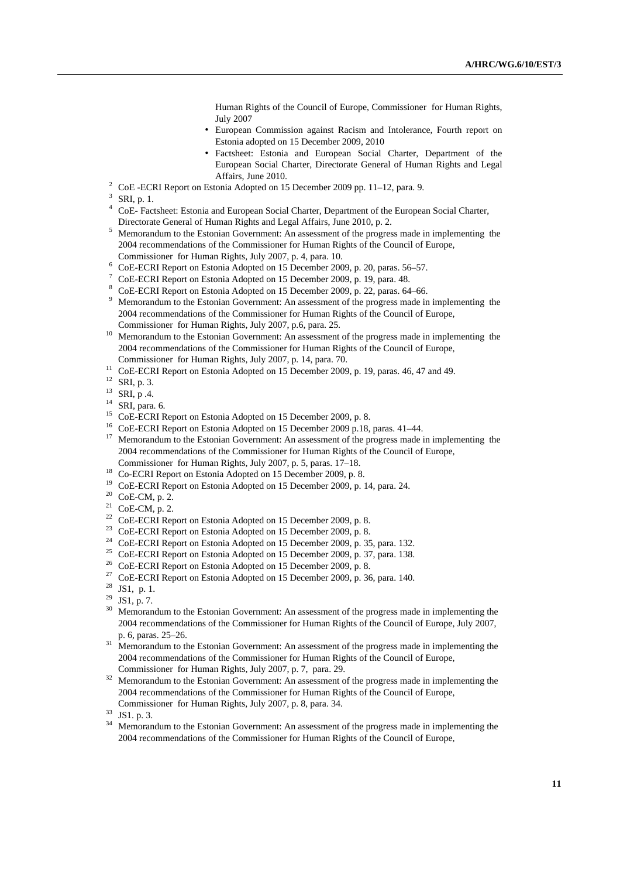Human Rights of the Council of Europe, Commissioner for Human Rights, July 2007

- European Commission against Racism and Intolerance, Fourth report on Estonia adopted on 15 December 2009, 2010
- Factsheet: Estonia and European Social Charter, Department of the European Social Charter, Directorate General of Human Rights and Legal Affairs, June 2010.

[2] CoE -ECRI Report on Estonia Adopted on 15 December 2009 pp. 11–12, para. 9.

[3] SRI, p. 1.

[4] CoE- Factsheet: Estonia and European Social Charter, Department of the European Social Charter, Directorate General of Human Rights and Legal Affairs, June 2010, p. 2.

[5] Memorandum to the Estonian Government: An assessment of the progress made in implementing the 2004 recommendations of the Commissioner for Human Rights of the Council of Europe, Commissioner for Human Rights, July 2007, p. 4, para. 10.

[6] CoE-ECRI Report on Estonia Adopted on 15 December 2009, p. 20, paras. 56–57.

[7] CoE-ECRI Report on Estonia Adopted on 15 December 2009, p. 19, para. 48.

[8] CoE-ECRI Report on Estonia Adopted on 15 December 2009, p. 22, paras. 64–66.

[9] Memorandum to the Estonian Government: An assessment of the progress made in implementing the 2004 recommendations of the Commissioner for Human Rights of the Council of Europe, Commissioner for Human Rights, July 2007, p.6, para. 25.

[10] Memorandum to the Estonian Government: An assessment of the progress made in implementing the 2004 recommendations of the Commissioner for Human Rights of the Council of Europe, Commissioner for Human Rights, July 2007, p. 14, para. 70.

[11] CoE-ECRI Report on Estonia Adopted on 15 December 2009, p. 19, paras. 46, 47 and 49.

[12] SRI, p. 3.

[13] SRI, p .4.

[14] SRI, para. 6.

[15] CoE-ECRI Report on Estonia Adopted on 15 December 2009, p. 8.

[16] CoE-ECRI Report on Estonia Adopted on 15 December 2009 p.18, paras. 41–44.

[17] Memorandum to the Estonian Government: An assessment of the progress made in implementing the 2004 recommendations of the Commissioner for Human Rights of the Council of Europe, Commissioner for Human Rights, July 2007, p. 5, paras. 17–18.

[18] Co-ECRI Report on Estonia Adopted on 15 December 2009, p. 8.

[19] CoE-ECRI Report on Estonia Adopted on 15 December 2009, p. 14, para. 24.

[20] CoE-CM, p. 2.

[21] CoE-CM, p. 2.

[22] CoE-ECRI Report on Estonia Adopted on 15 December 2009, p. 8.

[23] CoE-ECRI Report on Estonia Adopted on 15 December 2009, p. 8.

[24] CoE-ECRI Report on Estonia Adopted on 15 December 2009, p. 35, para. 132.

[25] CoE-ECRI Report on Estonia Adopted on 15 December 2009, p. 37, para. 138.

[26] CoE-ECRI Report on Estonia Adopted on 15 December 2009, p. 8.

[27] CoE-ECRI Report on Estonia Adopted on 15 December 2009, p. 36, para. 140.

[28] JS1, p. 1.

[29] JS1, p. 7.

[30] Memorandum to the Estonian Government: An assessment of the progress made in implementing the 2004 recommendations of the Commissioner for Human Rights of the Council of Europe, July 2007, p. 6, paras. 25–26.

[31] Memorandum to the Estonian Government: An assessment of the progress made in implementing the 2004 recommendations of the Commissioner for Human Rights of the Council of Europe, Commissioner for Human Rights, July 2007, p. 7, para. 29.

[32] Memorandum to the Estonian Government: An assessment of the progress made in implementing the 2004 recommendations of the Commissioner for Human Rights of the Council of Europe, Commissioner for Human Rights, July 2007, p. 8, para. 34.

[33] JS1. p. 3.

[34] Memorandum to the Estonian Government: An assessment of the progress made in implementing the 2004 recommendations of the Commissioner for Human Rights of the Council of Europe,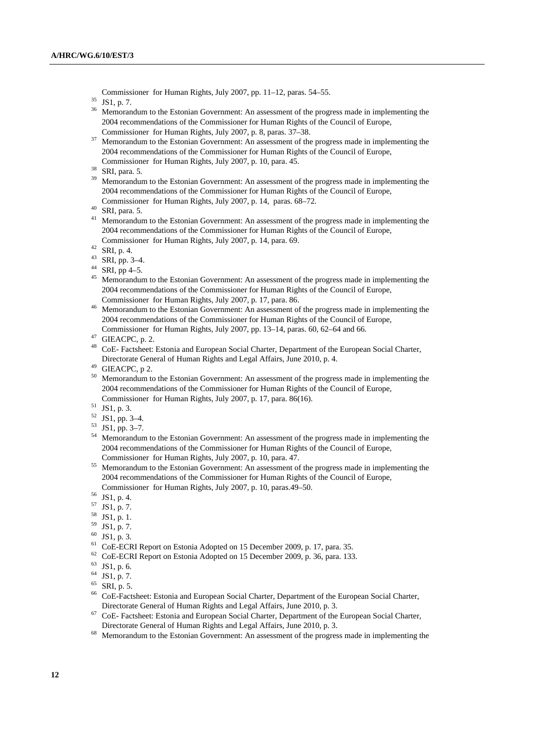Commissioner for Human Rights, July 2007, pp. 11–12, paras. 54–55.

[35] JS1, p. 7.

[36] Memorandum to the Estonian Government: An assessment of the progress made in implementing the 2004 recommendations of the Commissioner for Human Rights of the Council of Europe, Commissioner for Human Rights, July 2007, p. 8, paras. 37–38.

[37] Memorandum to the Estonian Government: An assessment of the progress made in implementing the 2004 recommendations of the Commissioner for Human Rights of the Council of Europe, Commissioner for Human Rights, July 2007, p. 10, para. 45.

[38] SRI, para. 5.

[39] Memorandum to the Estonian Government: An assessment of the progress made in implementing the 2004 recommendations of the Commissioner for Human Rights of the Council of Europe, Commissioner for Human Rights, July 2007, p. 14, paras. 68–72.

[40] SRI, para. 5.

[41] Memorandum to the Estonian Government: An assessment of the progress made in implementing the 2004 recommendations of the Commissioner for Human Rights of the Council of Europe, Commissioner for Human Rights, July 2007, p. 14, para. 69.

[42] SRI, p. 4.

[43] SRI, pp. 3–4.

[44] SRI, pp 4–5.

[45] Memorandum to the Estonian Government: An assessment of the progress made in implementing the 2004 recommendations of the Commissioner for Human Rights of the Council of Europe, Commissioner for Human Rights, July 2007, p. 17, para. 86.

[46] Memorandum to the Estonian Government: An assessment of the progress made in implementing the 2004 recommendations of the Commissioner for Human Rights of the Council of Europe, Commissioner for Human Rights, July 2007, pp. 13–14, paras. 60, 62–64 and 66.

[47] GIEACPC, p. 2.

[48] CoE- Factsheet: Estonia and European Social Charter, Department of the European Social Charter, Directorate General of Human Rights and Legal Affairs, June 2010, p. 4.

[49] GIEACPC, p 2.

[50] Memorandum to the Estonian Government: An assessment of the progress made in implementing the 2004 recommendations of the Commissioner for Human Rights of the Council of Europe, Commissioner for Human Rights, July 2007, p. 17, para. 86(16).

[51] JS1, p. 3.

[52] JS1, pp. 3–4.

[53] JS1, pp. 3–7.

[54] Memorandum to the Estonian Government: An assessment of the progress made in implementing the 2004 recommendations of the Commissioner for Human Rights of the Council of Europe, Commissioner for Human Rights, July 2007, p. 10, para. 47.

[55] Memorandum to the Estonian Government: An assessment of the progress made in implementing the 2004 recommendations of the Commissioner for Human Rights of the Council of Europe, Commissioner for Human Rights, July 2007, p. 10, paras.49–50.

[56] JS1, p. 4.

[57] JS1, p. 7.

[58] JS1, p. 1.

[59] JS1, p. 7.

[60] JS1, p. 3.

[61] CoE-ECRI Report on Estonia Adopted on 15 December 2009, p. 17, para. 35.

[62] CoE-ECRI Report on Estonia Adopted on 15 December 2009, p. 36, para. 133.

[63] JS1, p. 6.

[64] JS1, p. 7.

[65] SRI, p. 5.

[66] CoE-Factsheet: Estonia and European Social Charter, Department of the European Social Charter, Directorate General of Human Rights and Legal Affairs, June 2010, p. 3.

[67] CoE- Factsheet: Estonia and European Social Charter, Department of the European Social Charter, Directorate General of Human Rights and Legal Affairs, June 2010, p. 3.

[68] Memorandum to the Estonian Government: An assessment of the progress made in implementing the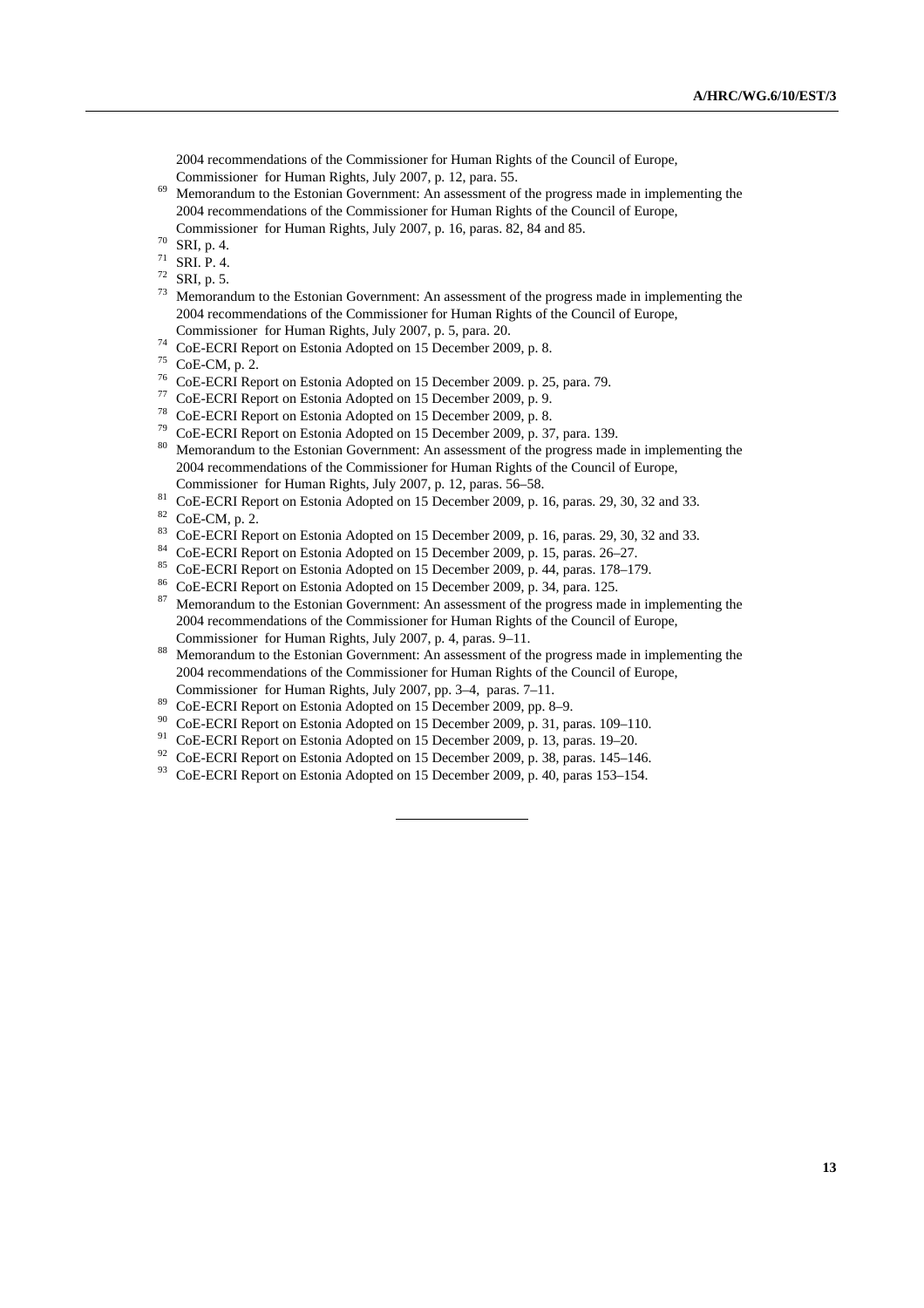2004 recommendations of the Commissioner for Human Rights of the Council of Europe, Commissioner for Human Rights, July 2007, p. 12, para. 55.

[69] Memorandum to the Estonian Government: An assessment of the progress made in implementing the 2004 recommendations of the Commissioner for Human Rights of the Council of Europe, Commissioner for Human Rights, July 2007, p. 16, paras. 82, 84 and 85.

[70] SRI, p. 4.

[71] SRI. P. 4.

[72] SRI, p. 5.

[73] Memorandum to the Estonian Government: An assessment of the progress made in implementing the 2004 recommendations of the Commissioner for Human Rights of the Council of Europe, Commissioner for Human Rights, July 2007, p. 5, para. 20.

[74] CoE-ECRI Report on Estonia Adopted on 15 December 2009, p. 8.

[75] CoE-CM, p. 2.

[76] CoE-ECRI Report on Estonia Adopted on 15 December 2009. p. 25, para. 79.

[77] CoE-ECRI Report on Estonia Adopted on 15 December 2009, p. 9.

[78] CoE-ECRI Report on Estonia Adopted on 15 December 2009, p. 8.

[79] CoE-ECRI Report on Estonia Adopted on 15 December 2009, p. 37, para. 139.

[80] Memorandum to the Estonian Government: An assessment of the progress made in implementing the 2004 recommendations of the Commissioner for Human Rights of the Council of Europe, Commissioner for Human Rights, July 2007, p. 12, paras. 56–58.

[81] CoE-ECRI Report on Estonia Adopted on 15 December 2009, p. 16, paras. 29, 30, 32 and 33.

[82] CoE-CM, p. 2.

[83] CoE-ECRI Report on Estonia Adopted on 15 December 2009, p. 16, paras. 29, 30, 32 and 33.

[84] CoE-ECRI Report on Estonia Adopted on 15 December 2009, p. 15, paras. 26–27.

[85] CoE-ECRI Report on Estonia Adopted on 15 December 2009, p. 44, paras. 178–179.

[86] CoE-ECRI Report on Estonia Adopted on 15 December 2009, p. 34, para. 125.

[87] Memorandum to the Estonian Government: An assessment of the progress made in implementing the 2004 recommendations of the Commissioner for Human Rights of the Council of Europe, Commissioner for Human Rights, July 2007, p. 4, paras. 9–11.

[88] Memorandum to the Estonian Government: An assessment of the progress made in implementing the 2004 recommendations of the Commissioner for Human Rights of the Council of Europe, Commissioner for Human Rights, July 2007, pp. 3–4, paras. 7–11.

[89] CoE-ECRI Report on Estonia Adopted on 15 December 2009, pp. 8–9.

[90] CoE-ECRI Report on Estonia Adopted on 15 December 2009, p. 31, paras. 109–110.

[91] CoE-ECRI Report on Estonia Adopted on 15 December 2009, p. 13, paras. 19–20.

[92] CoE-ECRI Report on Estonia Adopted on 15 December 2009, p. 38, paras. 145–146.

[93] CoE-ECRI Report on Estonia Adopted on 15 December 2009, p. 40, paras 153–154.